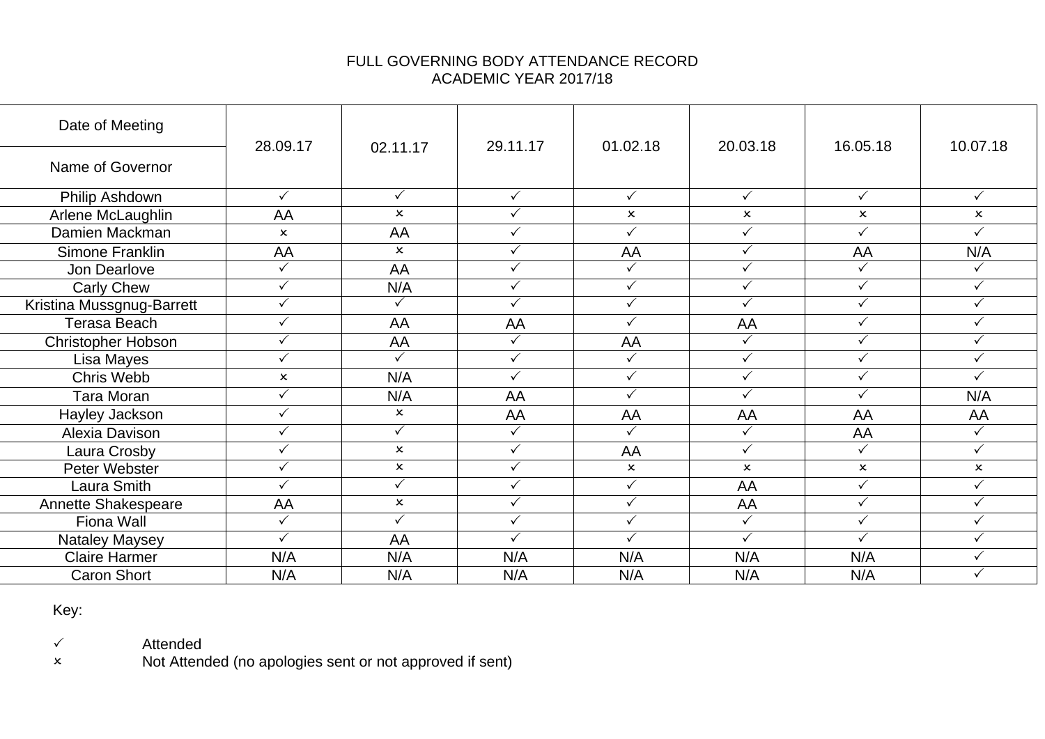FULL GOVERNING BODY ATTENDANCE RECORD
ACADEMIC YEAR 2017/18

| Date of Meeting / Name of Governor | 28.09.17 | 02.11.17 | 29.11.17 | 01.02.18 | 20.03.18 | 16.05.18 | 10.07.18 |
|---|---|---|---|---|---|---|---|
| Philip Ashdown | ✓ | ✓ | ✓ | ✓ | ✓ | ✓ | ✓ |
| Arlene McLaughlin | AA | × | ✓ | × | × | × | × |
| Damien Mackman | × | AA | ✓ | ✓ | ✓ | ✓ | ✓ |
| Simone Franklin | AA | × | ✓ | AA | ✓ | AA | N/A |
| Jon Dearlove | ✓ | AA | ✓ | ✓ | ✓ | ✓ | ✓ |
| Carly Chew | ✓ | N/A | ✓ | ✓ | ✓ | ✓ | ✓ |
| Kristina Mussgnug-Barrett | ✓ | ✓ | ✓ | ✓ | ✓ | ✓ | ✓ |
| Terasa Beach | ✓ | AA | AA | ✓ | AA | ✓ | ✓ |
| Christopher Hobson | ✓ | AA | ✓ | AA | ✓ | ✓ | ✓ |
| Lisa Mayes | ✓ | ✓ | ✓ | ✓ | ✓ | ✓ | ✓ |
| Chris Webb | × | N/A | ✓ | ✓ | ✓ | ✓ | ✓ |
| Tara Moran | ✓ | N/A | AA | ✓ | ✓ | ✓ | N/A |
| Hayley Jackson | ✓ | × | AA | AA | AA | AA | AA |
| Alexia Davison | ✓ | ✓ | ✓ | ✓ | ✓ | AA | ✓ |
| Laura Crosby | ✓ | × | ✓ | AA | ✓ | ✓ | ✓ |
| Peter Webster | ✓ | × | ✓ | × | × | × | × |
| Laura Smith | ✓ | ✓ | ✓ | ✓ | AA | ✓ | ✓ |
| Annette Shakespeare | AA | × | ✓ | ✓ | AA | ✓ | ✓ |
| Fiona Wall | ✓ | ✓ | ✓ | ✓ | ✓ | ✓ | ✓ |
| Nataley Maysey | ✓ | AA | ✓ | ✓ | ✓ | ✓ | ✓ |
| Claire Harmer | N/A | N/A | N/A | N/A | N/A | N/A | ✓ |
| Caron Short | N/A | N/A | N/A | N/A | N/A | N/A | ✓ |

Key:

✓ Attended
× Not Attended (no apologies sent or not approved if sent)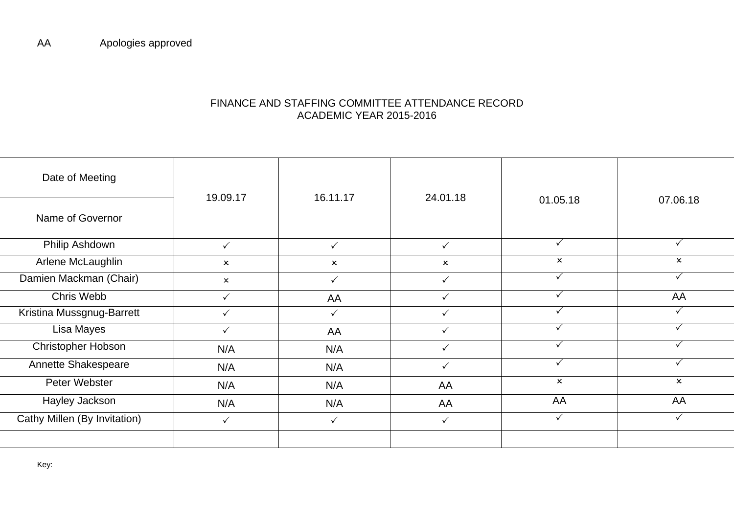AA Apologies approved

FINANCE AND STAFFING COMMITTEE ATTENDANCE RECORD
ACADEMIC YEAR 2015-2016

| Date of Meeting / Name of Governor | 19.09.17 | 16.11.17 | 24.01.18 | 01.05.18 | 07.06.18 |
|---|---|---|---|---|---|
| Philip Ashdown | ✓ | ✓ | ✓ | ✓ | ✓ |
| Arlene McLaughlin | × | × | × | × | × |
| Damien Mackman (Chair) | × | ✓ | ✓ | ✓ | ✓ |
| Chris Webb | ✓ | AA | ✓ | ✓ | AA |
| Kristina Mussgnug-Barrett | ✓ | ✓ | ✓ | ✓ | ✓ |
| Lisa Mayes | ✓ | AA | ✓ | ✓ | ✓ |
| Christopher Hobson | N/A | N/A | ✓ | ✓ | ✓ |
| Annette Shakespeare | N/A | N/A | ✓ | ✓ | ✓ |
| Peter Webster | N/A | N/A | AA | × | × |
| Hayley Jackson | N/A | N/A | AA | AA | AA |
| Cathy Millen (By Invitation) | ✓ | ✓ | ✓ | ✓ | ✓ |
| | | | | | |

Key: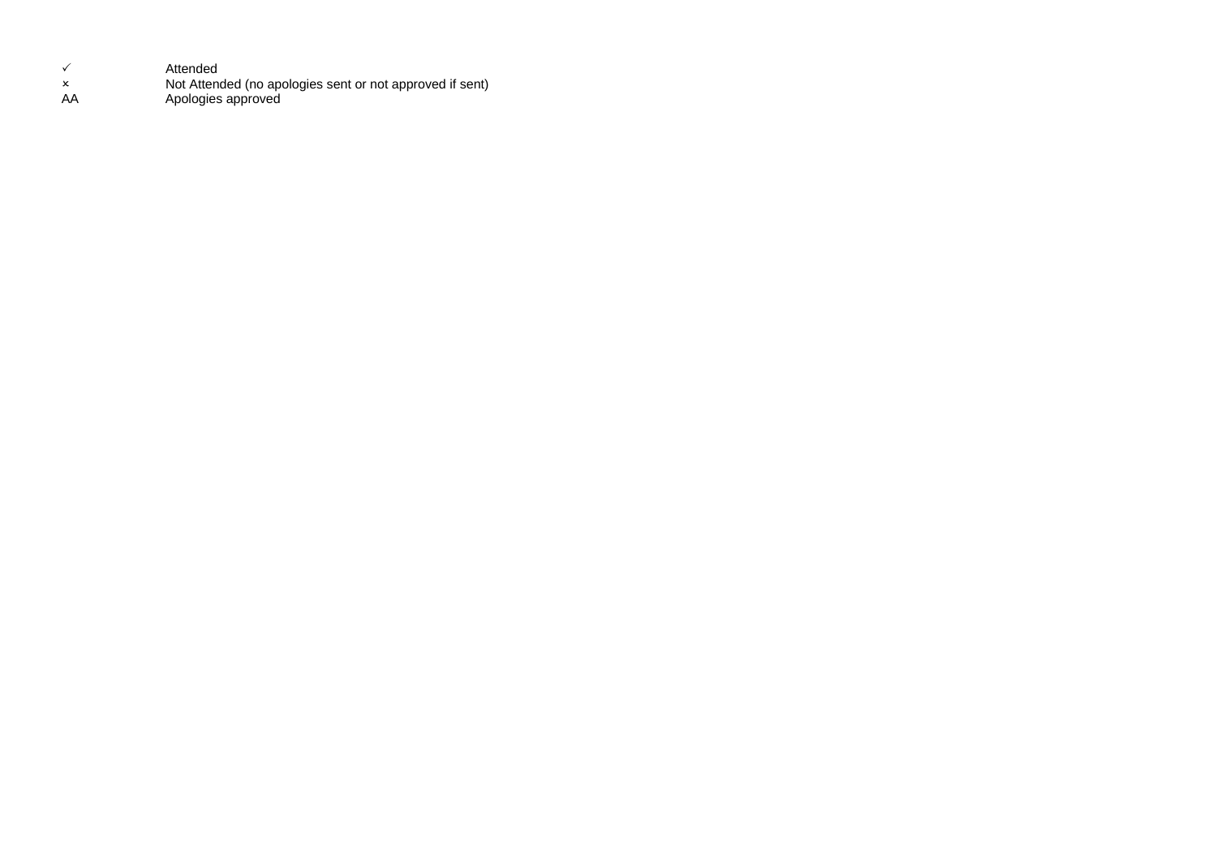| | |
|---|---|
| ✓ | Attended |
| × | Not Attended (no apologies sent or not approved if sent) |
| AA | Apologies approved |